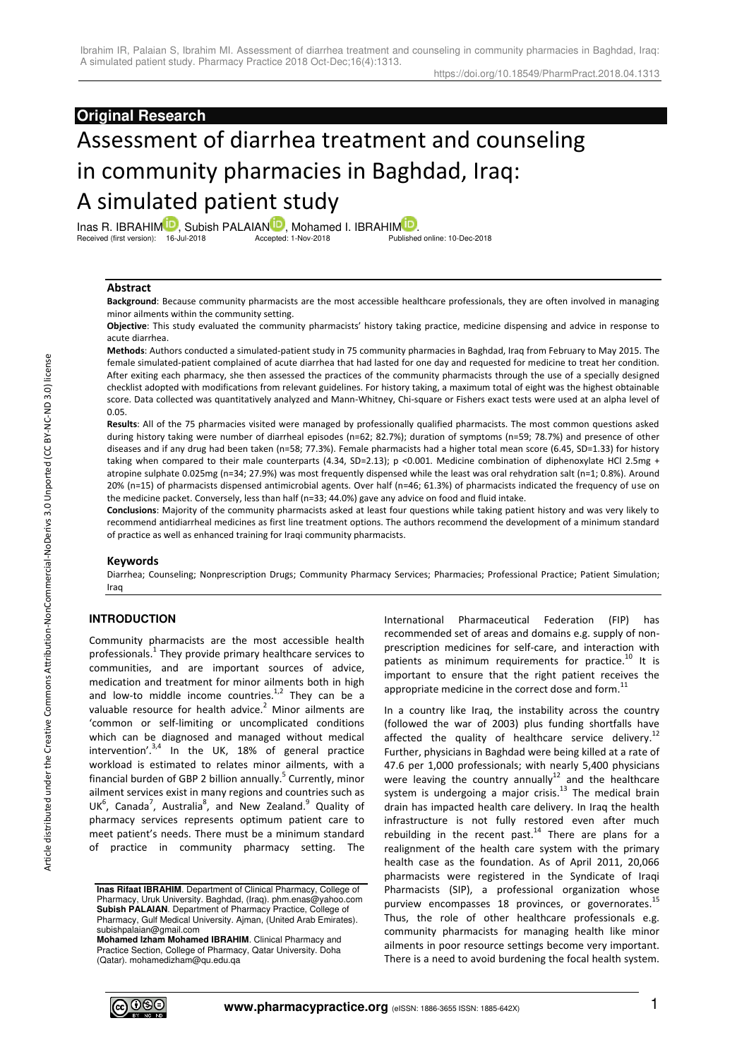## Original Research

# Assessment of diarrhea treatment and counseling in community pharmacies in Baghdad, Iraq: A simulated patient study

Inas R. IBRAHIM, Subish PALAIAN, Mohamed I. IBRAHIM.

Received (first version): 16-Jul-2018 Accepted: 1-Nov-2018 Published online: 10-Dec-2018

### Abstract

**Background**: Because community pharmacists are the most accessible healthcare professionals, they are often involved in managing minor ailments within the community setting.

**Objective**: This study evaluated the community pharmacists' history taking practice, medicine dispensing and advice in response to acute diarrhea.

**Methods**: Authors conducted a simulated-patient study in 75 community pharmacies in Baghdad, Iraq from February to May 2015. The female simulated-patient complained of acute diarrhea that had lasted for one day and requested for medicine to treat her condition. After exiting each pharmacy, she then assessed the practices of the community pharmacists through the use of a specially designed checklist adopted with modifications from relevant guidelines. For history taking, a maximum total of eight was the highest obtainable score. Data collected was quantitatively analyzed and Mann-Whitney, Chi-square or Fishers exact tests were used at an alpha level of 0.05.

**Results**: All of the 75 pharmacies visited were managed by professionally qualified pharmacists. The most common questions asked during history taking were number of diarrheal episodes (n=62; 82.7%); duration of symptoms (n=59; 78.7%) and presence of other diseases and if any drug had been taken (n=58; 77.3%). Female pharmacists had a higher total mean score (6.45, SD=1.33) for history taking when compared to their male counterparts (4.34, SD=2.13); $p < 0.001$. Medicine combination of diphenoxylate HCl 2.5mg + atropine sulphate 0.025mg (n=34; 27.9%) was most frequently dispensed while the least was oral rehydration salt (n=1; 0.8%). Around 20% (n=15) of pharmacists dispensed antimicrobial agents. Over half (n=46; 61.3%) of pharmacists indicated the frequency of use on the medicine packet. Conversely, less than half (n=33; 44.0%) gave any advice on food and fluid intake.

**Conclusions**: Majority of the community pharmacists asked at least four questions while taking patient history and was very likely to recommend antidiarrheal medicines as first line treatment options. The authors recommend the development of a minimum standard of practice as well as enhanced training for Iraqi community pharmacists.

### Keywords

Diarrhea; Counseling; Nonprescription Drugs; Community Pharmacy Services; Pharmacies; Professional Practice; Patient Simulation; Iraq

## INTRODUCTION

Community pharmacists are the most accessible health professionals.[1] They provide primary healthcare services to communities, and are important sources of advice, medication and treatment for minor ailments both in high and low-to middle income countries.[1,2] They can be a valuable resource for health advice.[2] Minor ailments are 'common or self-limiting or uncomplicated conditions which can be diagnosed and managed without medical intervention'.[3,4] In the UK, 18% of general practice workload is estimated to relates minor ailments, with a financial burden of GBP 2 billion annually.[5] Currently, minor ailment services exist in many regions and countries such as UK[6], Canada[7], Australia[8], and New Zealand.[9] Quality of pharmacy services represents optimum patient care to meet patient's needs. There must be a minimum standard of practice in community pharmacy setting. The International Pharmaceutical Federation (FIP) has recommended set of areas and domains e.g. supply of non-prescription medicines for self-care, and interaction with patients as minimum requirements for practice.[10] It is important to ensure that the right patient receives the appropriate medicine in the correct dose and form.[11]

In a country like Iraq, the instability across the country (followed the war of 2003) plus funding shortfalls have affected the quality of healthcare service delivery.[12] Further, physicians in Baghdad were being killed at a rate of 47.6 per 1,000 professionals; with nearly 5,400 physicians were leaving the country annually[12] and the healthcare system is undergoing a major crisis.[13] The medical brain drain has impacted health care delivery. In Iraq the health infrastructure is not fully restored even after much rebuilding in the recent past.[14] There are plans for a realignment of the health care system with the primary health case as the foundation. As of April 2011, 20,066 pharmacists were registered in the Syndicate of Iraqi Pharmacists (SIP), a professional organization whose purview encompasses 18 provinces, or governorates.[15] Thus, the role of other healthcare professionals e.g. community pharmacists for managing health like minor ailments in poor resource settings become very important. There is a need to avoid burdening the focal health system.

**Inas Rifaat IBRAHIM**. Department of Clinical Pharmacy, College of Pharmacy, Uruk University. Baghdad, (Iraq). phm.enas@yahoo.com
**Subish PALAIAN**. Department of Pharmacy Practice, College of Pharmacy, Gulf Medical University. Ajman, (United Arab Emirates). subishpalaian@gmail.com
**Mohamed Izham Mohamed IBRAHIM**. Clinical Pharmacy and Practice Section, College of Pharmacy, Qatar University. Doha (Qatar). mohamedizham@qu.edu.qa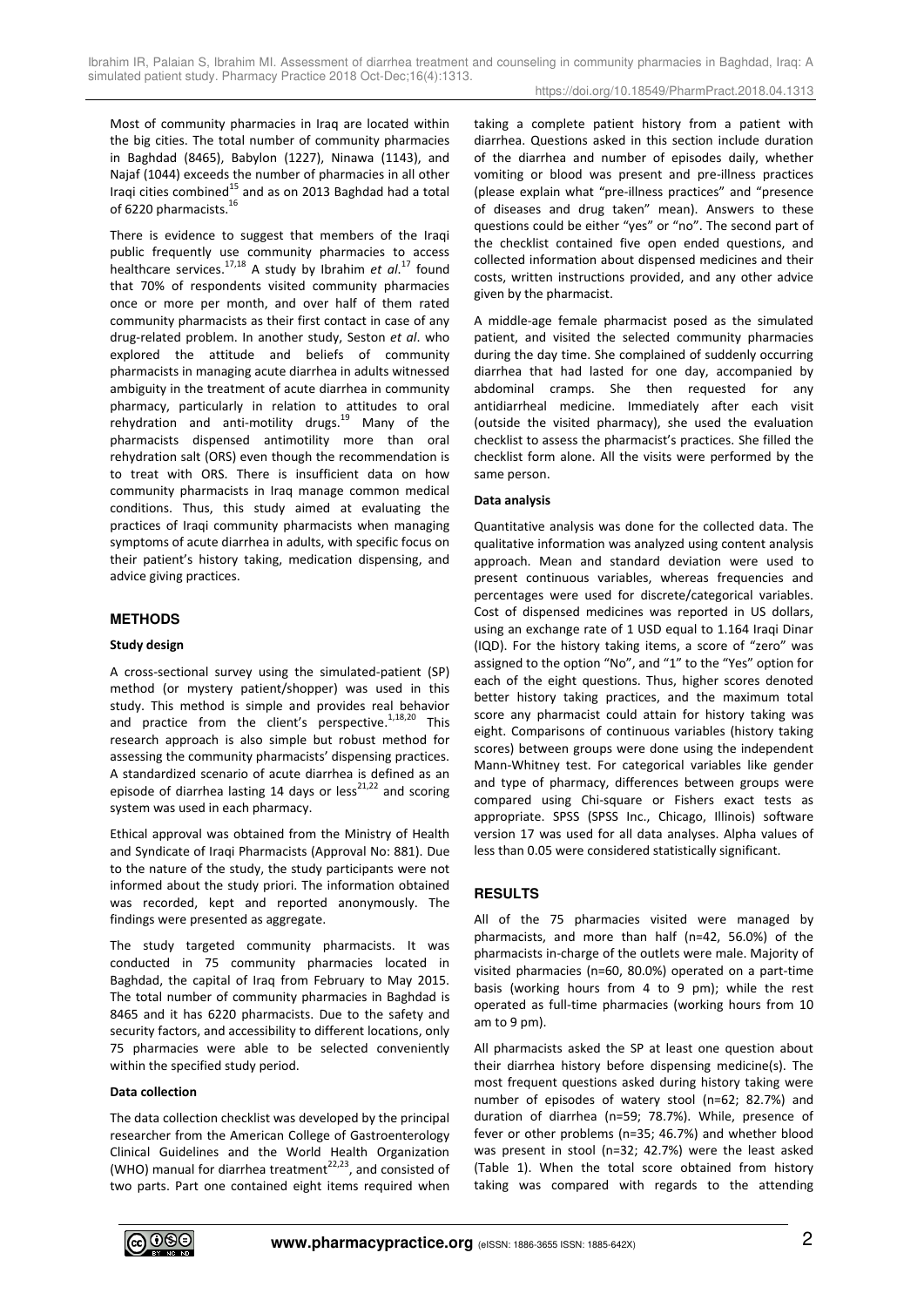Most of community pharmacies in Iraq are located within the big cities. The total number of community pharmacies in Baghdad (8465), Babylon (1227), Ninawa (1143), and Najaf (1044) exceeds the number of pharmacies in all other Iraqi cities combined[15] and as on 2013 Baghdad had a total of 6220 pharmacists.[16]

There is evidence to suggest that members of the Iraqi public frequently use community pharmacies to access healthcare services.[17,18] A study by Ibrahim *et al.*[17] found that 70% of respondents visited community pharmacies once or more per month, and over half of them rated community pharmacists as their first contact in case of any drug-related problem. In another study, Seston *et al*. who explored the attitude and beliefs of community pharmacists in managing acute diarrhea in adults witnessed ambiguity in the treatment of acute diarrhea in community pharmacy, particularly in relation to attitudes to oral rehydration and anti-motility drugs.[19] Many of the pharmacists dispensed antimotility more than oral rehydration salt (ORS) even though the recommendation is to treat with ORS. There is insufficient data on how community pharmacists in Iraq manage common medical conditions. Thus, this study aimed at evaluating the practices of Iraqi community pharmacists when managing symptoms of acute diarrhea in adults, with specific focus on their patient's history taking, medication dispensing, and advice giving practices.

## METHODS

### Study design

A cross-sectional survey using the simulated-patient (SP) method (or mystery patient/shopper) was used in this study. This method is simple and provides real behavior and practice from the client's perspective.[1,18,20] This research approach is also simple but robust method for assessing the community pharmacists' dispensing practices. A standardized scenario of acute diarrhea is defined as an episode of diarrhea lasting 14 days or less[21,22] and scoring system was used in each pharmacy.

Ethical approval was obtained from the Ministry of Health and Syndicate of Iraqi Pharmacists (Approval No: 881). Due to the nature of the study, the study participants were not informed about the study priori. The information obtained was recorded, kept and reported anonymously. The findings were presented as aggregate.

The study targeted community pharmacists. It was conducted in 75 community pharmacies located in Baghdad, the capital of Iraq from February to May 2015. The total number of community pharmacies in Baghdad is 8465 and it has 6220 pharmacists. Due to the safety and security factors, and accessibility to different locations, only 75 pharmacies were able to be selected conveniently within the specified study period.

### Data collection

The data collection checklist was developed by the principal researcher from the American College of Gastroenterology Clinical Guidelines and the World Health Organization (WHO) manual for diarrhea treatment[22,23], and consisted of two parts. Part one contained eight items required when taking a complete patient history from a patient with diarrhea. Questions asked in this section include duration of the diarrhea and number of episodes daily, whether vomiting or blood was present and pre-illness practices (please explain what "pre-illness practices" and "presence of diseases and drug taken" mean). Answers to these questions could be either "yes" or "no". The second part of the checklist contained five open ended questions, and collected information about dispensed medicines and their costs, written instructions provided, and any other advice given by the pharmacist.

A middle-age female pharmacist posed as the simulated patient, and visited the selected community pharmacies during the day time. She complained of suddenly occurring diarrhea that had lasted for one day, accompanied by abdominal cramps. She then requested for any antidiarrheal medicine. Immediately after each visit (outside the visited pharmacy), she used the evaluation checklist to assess the pharmacist's practices. She filled the checklist form alone. All the visits were performed by the same person.

### Data analysis

Quantitative analysis was done for the collected data. The qualitative information was analyzed using content analysis approach. Mean and standard deviation were used to present continuous variables, whereas frequencies and percentages were used for discrete/categorical variables. Cost of dispensed medicines was reported in US dollars, using an exchange rate of 1 USD equal to 1.164 Iraqi Dinar (IQD). For the history taking items, a score of "zero" was assigned to the option "No", and "1" to the "Yes" option for each of the eight questions. Thus, higher scores denoted better history taking practices, and the maximum total score any pharmacist could attain for history taking was eight. Comparisons of continuous variables (history taking scores) between groups were done using the independent Mann-Whitney test. For categorical variables like gender and type of pharmacy, differences between groups were compared using Chi-square or Fishers exact tests as appropriate. SPSS (SPSS Inc., Chicago, Illinois) software version 17 was used for all data analyses. Alpha values of less than 0.05 were considered statistically significant.

## RESULTS

All of the 75 pharmacies visited were managed by pharmacists, and more than half (n=42, 56.0%) of the pharmacists in-charge of the outlets were male. Majority of visited pharmacies (n=60, 80.0%) operated on a part-time basis (working hours from 4 to 9 pm); while the rest operated as full-time pharmacies (working hours from 10 am to 9 pm).

All pharmacists asked the SP at least one question about their diarrhea history before dispensing medicine(s). The most frequent questions asked during history taking were number of episodes of watery stool (n=62; 82.7%) and duration of diarrhea (n=59; 78.7%). While, presence of fever or other problems (n=35; 46.7%) and whether blood was present in stool (n=32; 42.7%) were the least asked (Table 1). When the total score obtained from history taking was compared with regards to the attending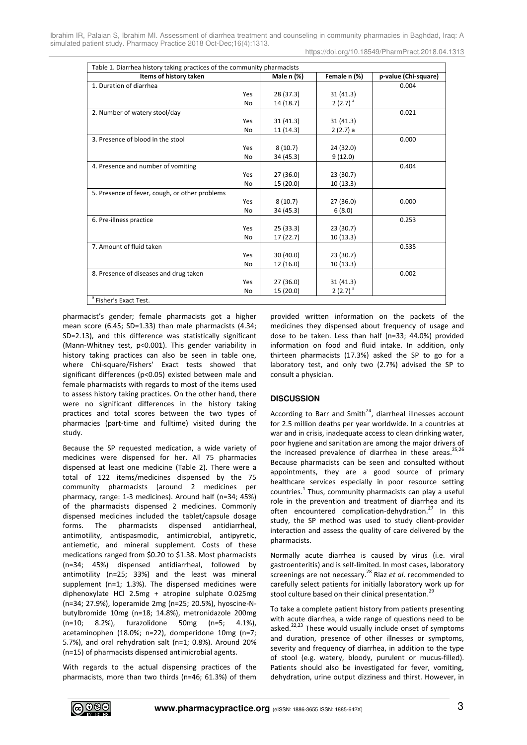Table 1. Diarrhea history taking practices of the community pharmacists

| Items of history taken | | Male n (%) | Female n (%) | p-value (Chi-square) |
|---|---|---|---|---|
| 1. Duration of diarrhea | | | | 0.004 |
| | Yes | 28 (37.3) | 31 (41.3) | |
| | No | 14 (18.7) | 2 (2.7) [a] | |
| 2. Number of watery stool/day | | | | 0.021 |
| | Yes | 31 (41.3) | 31 (41.3) | |
| | No | 11 (14.3) | 2 (2.7) a | |
| 3. Presence of blood in the stool | | | | 0.000 |
| | Yes | 8 (10.7) | 24 (32.0) | |
| | No | 34 (45.3) | 9 (12.0) | |
| 4. Presence and number of vomiting | | | | 0.404 |
| | Yes | 27 (36.0) | 23 (30.7) | |
| | No | 15 (20.0) | 10 (13.3) | |
| 5. Presence of fever, cough, or other problems | | | | |
| | Yes | 8 (10.7) | 27 (36.0) | 0.000 |
| | No | 34 (45.3) | 6 (8.0) | |
| 6. Pre-illness practice | | | | 0.253 |
| | Yes | 25 (33.3) | 23 (30.7) | |
| | No | 17 (22.7) | 10 (13.3) | |
| 7. Amount of fluid taken | | | | 0.535 |
| | Yes | 30 (40.0) | 23 (30.7) | |
| | No | 12 (16.0) | 10 (13.3) | |
| 8. Presence of diseases and drug taken | | | | 0.002 |
| | Yes | 27 (36.0) | 31 (41.3) | |
| | No | 15 (20.0) | 2 (2.7) [a] | |

[a] Fisher's Exact Test.

pharmacist's gender; female pharmacists got a higher mean score (6.45; SD=1.33) than male pharmacists (4.34; SD=2.13), and this difference was statistically significant (Mann-Whitney test, p<0.001). This gender variability in history taking practices can also be seen in table one, where Chi-square/Fishers' Exact tests showed that significant differences (p<0.05) existed between male and female pharmacists with regards to most of the items used to assess history taking practices. On the other hand, there were no significant differences in the history taking practices and total scores between the two types of pharmacies (part-time and fulltime) visited during the study.

Because the SP requested medication, a wide variety of medicines were dispensed for her. All 75 pharmacies dispensed at least one medicine (Table 2). There were a total of 122 items/medicines dispensed by the 75 community pharmacists (around 2 medicines per pharmacy, range: 1-3 medicines). Around half (n=34; 45%) of the pharmacists dispensed 2 medicines. Commonly dispensed medicines included the tablet/capsule dosage forms. The pharmacists dispensed antidiarrheal, antimotility, antispasmodic, antimicrobial, antipyretic, antiemetic, and mineral supplement. Costs of these medications ranged from \$0.20 to \$1.38. Most pharmacists (n=34; 45%) dispensed antidiarrheal, followed by antimotility (n=25; 33%) and the least was mineral supplement (n=1; 1.3%). The dispensed medicines were diphenoxylate HCl 2.5mg + atropine sulphate 0.025mg (n=34; 27.9%), loperamide 2mg (n=25; 20.5%), hyoscine-N-butylbromide 10mg (n=18; 14.8%), metronidazole 200mg (n=10; 8.2%), furazolidone 50mg (n=5; 4.1%), acetaminophen (18.0%; n=22), domperidone 10mg (n=7; 5.7%), and oral rehydration salt (n=1; 0.8%). Around 20% (n=15) of pharmacists dispensed antimicrobial agents.

With regards to the actual dispensing practices of the pharmacists, more than two thirds (n=46; 61.3%) of them provided written information on the packets of the medicines they dispensed about frequency of usage and dose to be taken. Less than half (n=33; 44.0%) provided information on food and fluid intake. In addition, only thirteen pharmacists (17.3%) asked the SP to go for a laboratory test, and only two (2.7%) advised the SP to consult a physician.

## DISCUSSION

According to Barr and Smith[24], diarrheal illnesses account for 2.5 million deaths per year worldwide. In a countries at war and in crisis, inadequate access to clean drinking water, poor hygiene and sanitation are among the major drivers of the increased prevalence of diarrhea in these areas.[25,26] Because pharmacists can be seen and consulted without appointments, they are a good source of primary healthcare services especially in poor resource setting countries.[1] Thus, community pharmacists can play a useful role in the prevention and treatment of diarrhea and its often encountered complication-dehydration.[27] In this study, the SP method was used to study client-provider interaction and assess the quality of care delivered by the pharmacists.

Normally acute diarrhea is caused by virus (i.e. viral gastroenteritis) and is self-limited. In most cases, laboratory screenings are not necessary.[28] Riaz *et al*. recommended to carefully select patients for initially laboratory work up for stool culture based on their clinical presentation.[29]

To take a complete patient history from patients presenting with acute diarrhea, a wide range of questions need to be asked.[22,23] These would usually include onset of symptoms and duration, presence of other illnesses or symptoms, severity and frequency of diarrhea, in addition to the type of stool (e.g. watery, bloody, purulent or mucus-filled). Patients should also be investigated for fever, vomiting, dehydration, urine output dizziness and thirst. However, in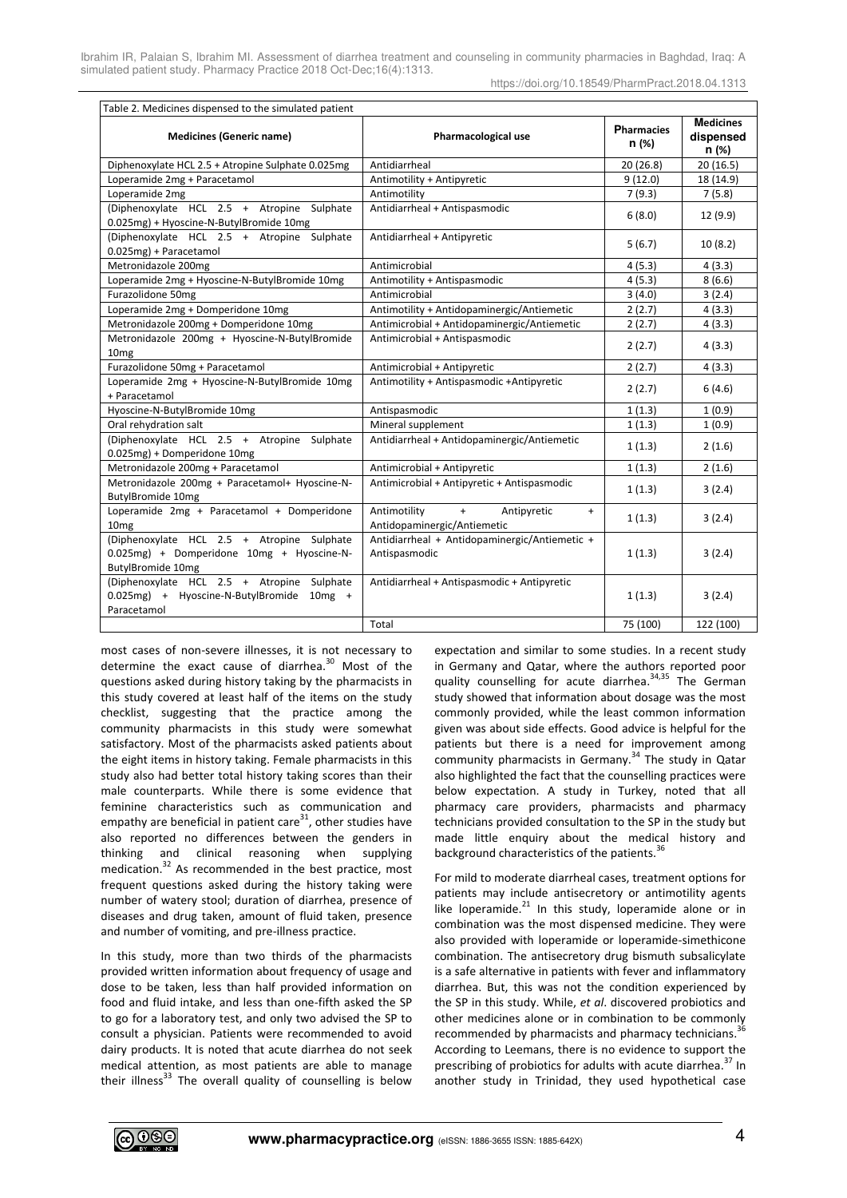Table 2. Medicines dispensed to the simulated patient

| Medicines (Generic name) | Pharmacological use | Pharmacies n (%) | Medicines dispensed n (%) |
|---|---|---|---|
| Diphenoxylate HCL 2.5 + Atropine Sulphate 0.025mg | Antidiarrheal | 20 (26.8) | 20 (16.5) |
| Loperamide 2mg + Paracetamol | Antimotility + Antipyretic | 9 (12.0) | 18 (14.9) |
| Loperamide 2mg | Antimotility | 7 (9.3) | 7 (5.8) |
| (Diphenoxylate HCL 2.5 + Atropine Sulphate 0.025mg) + Hyoscine-N-ButylBromide 10mg | Antidiarrheal + Antispasmodic | 6 (8.0) | 12 (9.9) |
| (Diphenoxylate HCL 2.5 + Atropine Sulphate 0.025mg) + Paracetamol | Antidiarrheal + Antipyretic | 5 (6.7) | 10 (8.2) |
| Metronidazole 200mg | Antimicrobial | 4 (5.3) | 4 (3.3) |
| Loperamide 2mg + Hyoscine-N-ButylBromide 10mg | Antimotility + Antispasmodic | 4 (5.3) | 8 (6.6) |
| Furazolidone 50mg | Antimicrobial | 3 (4.0) | 3 (2.4) |
| Loperamide 2mg + Domperidone 10mg | Antimotility + Antidopaminergic/Antiemetic | 2 (2.7) | 4 (3.3) |
| Metronidazole 200mg + Domperidone 10mg | Antimicrobial + Antidopaminergic/Antiemetic | 2 (2.7) | 4 (3.3) |
| Metronidazole 200mg + Hyoscine-N-ButylBromide 10mg | Antimicrobial + Antispasmodic | 2 (2.7) | 4 (3.3) |
| Furazolidone 50mg + Paracetamol | Antimicrobial + Antipyretic | 2 (2.7) | 4 (3.3) |
| Loperamide 2mg + Hyoscine-N-ButylBromide 10mg + Paracetamol | Antimotility + Antispasmodic +Antipyretic | 2 (2.7) | 6 (4.6) |
| Hyoscine-N-ButylBromide 10mg | Antispasmodic | 1 (1.3) | 1 (0.9) |
| Oral rehydration salt | Mineral supplement | 1 (1.3) | 1 (0.9) |
| (Diphenoxylate HCL 2.5 + Atropine Sulphate 0.025mg) + Domperidone 10mg | Antidiarrheal + Antidopaminergic/Antiemetic | 1 (1.3) | 2 (1.6) |
| Metronidazole 200mg + Paracetamol | Antimicrobial + Antipyretic | 1 (1.3) | 2 (1.6) |
| Metronidazole 200mg + Paracetamol+ Hyoscine-N-ButylBromide 10mg | Antimicrobial + Antipyretic + Antispasmodic | 1 (1.3) | 3 (2.4) |
| Loperamide 2mg + Paracetamol + Domperidone 10mg | Antimotility + Antipyretic + Antidopaminergic/Antiemetic | 1 (1.3) | 3 (2.4) |
| (Diphenoxylate HCL 2.5 + Atropine Sulphate 0.025mg) + Domperidone 10mg + Hyoscine-N-ButylBromide 10mg | Antidiarrheal + Antidopaminergic/Antiemetic + Antispasmodic | 1 (1.3) | 3 (2.4) |
| (Diphenoxylate HCL 2.5 + Atropine Sulphate 0.025mg) + Hyoscine-N-ButylBromide 10mg + Paracetamol | Antidiarrheal + Antispasmodic + Antipyretic | 1 (1.3) | 3 (2.4) |
| | Total | 75 (100) | 122 (100) |

most cases of non-severe illnesses, it is not necessary to determine the exact cause of diarrhea.[30] Most of the questions asked during history taking by the pharmacists in this study covered at least half of the items on the study checklist, suggesting that the practice among the community pharmacists in this study were somewhat satisfactory. Most of the pharmacists asked patients about the eight items in history taking. Female pharmacists in this study also had better total history taking scores than their male counterparts. While there is some evidence that feminine characteristics such as communication and empathy are beneficial in patient care[31], other studies have also reported no differences between the genders in thinking and clinical reasoning when supplying medication.[32] As recommended in the best practice, most frequent questions asked during the history taking were number of watery stool; duration of diarrhea, presence of diseases and drug taken, amount of fluid taken, presence and number of vomiting, and pre-illness practice.

In this study, more than two thirds of the pharmacists provided written information about frequency of usage and dose to be taken, less than half provided information on food and fluid intake, and less than one-fifth asked the SP to go for a laboratory test, and only two advised the SP to consult a physician. Patients were recommended to avoid dairy products. It is noted that acute diarrhea do not seek medical attention, as most patients are able to manage their illness[33] The overall quality of counselling is below expectation and similar to some studies. In a recent study in Germany and Qatar, where the authors reported poor quality counselling for acute diarrhea.[34,35] The German study showed that information about dosage was the most commonly provided, while the least common information given was about side effects. Good advice is helpful for the patients but there is a need for improvement among community pharmacists in Germany.[34] The study in Qatar also highlighted the fact that the counselling practices were below expectation. A study in Turkey, noted that all pharmacy care providers, pharmacists and pharmacy technicians provided consultation to the SP in the study but made little enquiry about the medical history and background characteristics of the patients.[36]

For mild to moderate diarrheal cases, treatment options for patients may include antisecretory or antimotility agents like loperamide.[21] In this study, loperamide alone or in combination was the most dispensed medicine. They were also provided with loperamide or loperamide-simethicone combination. The antisecretory drug bismuth subsalicylate is a safe alternative in patients with fever and inflammatory diarrhea. But, this was not the condition experienced by the SP in this study. While, *et al*. discovered probiotics and other medicines alone or in combination to be commonly recommended by pharmacists and pharmacy technicians.[36] According to Leemans, there is no evidence to support the prescribing of probiotics for adults with acute diarrhea.[37] In another study in Trinidad, they used hypothetical case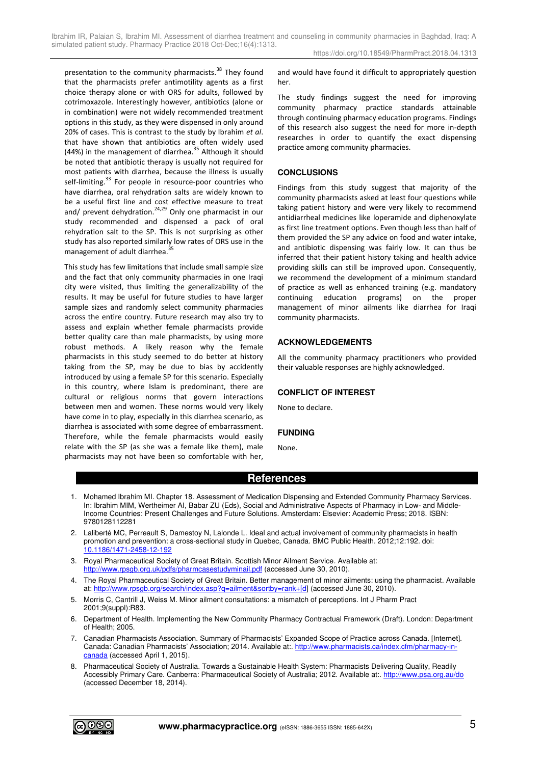presentation to the community pharmacists.[38] They found that the pharmacists prefer antimotility agents as a first choice therapy alone or with ORS for adults, followed by cotrimoxazole. Interestingly however, antibiotics (alone or in combination) were not widely recommended treatment options in this study, as they were dispensed in only around 20% of cases. This is contrast to the study by Ibrahim *et al*. that have shown that antibiotics are often widely used (44%) in the management of diarrhea.[35] Although it should be noted that antibiotic therapy is usually not required for most patients with diarrhea, because the illness is usually self-limiting.[33] For people in resource-poor countries who have diarrhea, oral rehydration salts are widely known to be a useful first line and cost effective measure to treat and/ prevent dehydration.[24,29] Only one pharmacist in our study recommended and dispensed a pack of oral rehydration salt to the SP. This is not surprising as other study has also reported similarly low rates of ORS use in the management of adult diarrhea.[35]

This study has few limitations that include small sample size and the fact that only community pharmacies in one Iraqi city were visited, thus limiting the generalizability of the results. It may be useful for future studies to have larger sample sizes and randomly select community pharmacies across the entire country. Future research may also try to assess and explain whether female pharmacists provide better quality care than male pharmacists, by using more robust methods. A likely reason why the female pharmacists in this study seemed to do better at history taking from the SP, may be due to bias by accidently introduced by using a female SP for this scenario. Especially in this country, where Islam is predominant, there are cultural or religious norms that govern interactions between men and women. These norms would very likely have come in to play, especially in this diarrhea scenario, as diarrhea is associated with some degree of embarrassment. Therefore, while the female pharmacists would easily relate with the SP (as she was a female like them), male pharmacists may not have been so comfortable with her, and would have found it difficult to appropriately question her.

The study findings suggest the need for improving community pharmacy practice standards attainable through continuing pharmacy education programs. Findings of this research also suggest the need for more in-depth researches in order to quantify the exact dispensing practice among community pharmacies.

## CONCLUSIONS

Findings from this study suggest that majority of the community pharmacists asked at least four questions while taking patient history and were very likely to recommend antidiarrheal medicines like loperamide and diphenoxylate as first line treatment options. Even though less than half of them provided the SP any advice on food and water intake, and antibiotic dispensing was fairly low. It can thus be inferred that their patient history taking and health advice providing skills can still be improved upon. Consequently, we recommend the development of a minimum standard of practice as well as enhanced training (e.g. mandatory continuing education programs) on the proper management of minor ailments like diarrhea for Iraqi community pharmacists.

## ACKNOWLEDGEMENTS

All the community pharmacy practitioners who provided their valuable responses are highly acknowledged.

## CONFLICT OF INTEREST

None to declare.

## FUNDING

None.

## References

1. Mohamed Ibrahim MI. Chapter 18. Assessment of Medication Dispensing and Extended Community Pharmacy Services. In: Ibrahim MIM, Wertheimer AI, Babar ZU (Eds), Social and Administrative Aspects of Pharmacy in Low- and Middle-Income Countries: Present Challenges and Future Solutions. Amsterdam: Elsevier: Academic Press; 2018. ISBN: 9780128112281
2. Laliberté MC, Perreault S, Damestoy N, Lalonde L. Ideal and actual involvement of community pharmacists in health promotion and prevention: a cross-sectional study in Quebec, Canada. BMC Public Health. 2012;12:192. doi: 10.1186/1471-2458-12-192
3. Royal Pharmaceutical Society of Great Britain. Scottish Minor Ailment Service. Available at: http://www.rpsgb.org.uk/pdfs/pharmcasestudyminail.pdf (accessed June 30, 2010).
4. The Royal Pharmaceutical Society of Great Britain. Better management of minor ailments: using the pharmacist. Available at: http://www.rpsgb.org/search/index.asp?q=ailment&sortby=rank+[d] (accessed June 30, 2010).
5. Morris C, Cantrill J, Weiss M. Minor ailment consultations: a mismatch of perceptions. Int J Pharm Pract 2001;9(suppl):R83.
6. Department of Health. Implementing the New Community Pharmacy Contractual Framework (Draft). London: Department of Health; 2005.
7. Canadian Pharmacists Association. Summary of Pharmacists' Expanded Scope of Practice across Canada. [Internet]. Canada: Canadian Pharmacists' Association; 2014. Available at:. http://www.pharmacists.ca/index.cfm/pharmacy-in-canada (accessed April 1, 2015).
8. Pharmaceutical Society of Australia. Towards a Sustainable Health System: Pharmacists Delivering Quality, Readily Accessibly Primary Care. Canberra: Pharmaceutical Society of Australia; 2012. Available at:. http://www.psa.org.au/do (accessed December 18, 2014).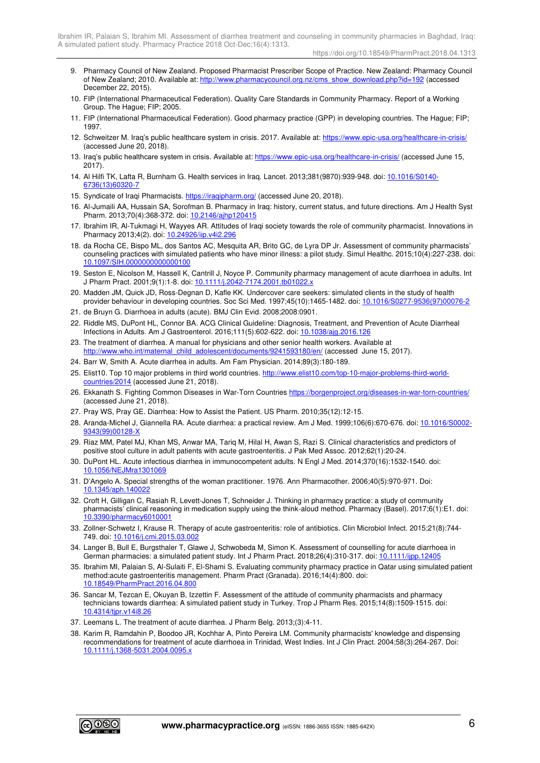9. Pharmacy Council of New Zealand. Proposed Pharmacist Prescriber Scope of Practice. New Zealand: Pharmacy Council of New Zealand; 2010. Available at: http://www.pharmacycouncil.org.nz/cms_show_download.php?id=192 (accessed December 22, 2015).
10. FIP (International Pharmaceutical Federation). Quality Care Standards in Community Pharmacy. Report of a Working Group. The Hague; FIP; 2005.
11. FIP (International Pharmaceutical Federation). Good pharmacy practice (GPP) in developing countries. The Hague; FIP; 1997.
12. Schweitzer M. Iraq's public healthcare system in crisis. 2017. Available at: https://www.epic-usa.org/healthcare-in-crisis/ (accessed June 20, 2018).
13. Iraq's public healthcare system in crisis. Available at: https://www.epic-usa.org/healthcare-in-crisis/ (accessed June 15, 2017).
14. Al Hilfi TK, Lafta R, Burnham G. Health services in Iraq. Lancet. 2013;381(9870):939-948. doi: 10.1016/S0140-6736(13)60320-7
15. Syndicate of Iraqi Pharmacists. https://iraqipharm.org/ (accessed June 20, 2018).
16. Al-Jumaili AA, Hussain SA, Sorofman B. Pharmacy in Iraq: history, current status, and future directions. Am J Health Syst Pharm. 2013;70(4):368-372. doi: 10.2146/ajhp120415
17. Ibrahim IR, Al-Tukmagi H, Wayyes AR. Attitudes of Iraqi society towards the role of community pharmacist. Innovations in Pharmacy 2013;4(2). doi: 10.24926/iip.v4i2.296
18. da Rocha CE, Bispo ML, dos Santos AC, Mesquita AR, Brito GC, de Lyra DP Jr. Assessment of community pharmacists' counseling practices with simulated patients who have minor illness: a pilot study. Simul Healthc. 2015;10(4):227-238. doi: 10.1097/SIH.0000000000000100
19. Seston E, Nicolson M, Hassell K, Cantrill J, Noyce P. Community pharmacy management of acute diarrhoea in adults. Int J Pharm Pract. 2001;9(1):1-8. doi: 10.1111/j.2042-7174.2001.tb01022.x
20. Madden JM, Quick JD, Ross-Degnan D, Kafle KK. Undercover care seekers: simulated clients in the study of health provider behaviour in developing countries. Soc Sci Med. 1997;45(10):1465-1482. doi: 10.1016/S0277-9536(97)00076-2
21. de Bruyn G. Diarrhoea in adults (acute). BMJ Clin Evid. 2008;2008:0901.
22. Riddle MS, DuPont HL, Connor BA. ACG Clinical Guideline: Diagnosis, Treatment, and Prevention of Acute Diarrheal Infections in Adults. Am J Gastroenterol. 2016;111(5):602-622. doi: 10.1038/ajg.2016.126
23. The treatment of diarrhea. A manual for physicians and other senior health workers. Available at http://www.who.int/maternal_child_adolescent/documents/9241593180/en/ (accessed June 15, 2017).
24. Barr W, Smith A. Acute diarrhea in adults. Am Fam Physician. 2014;89(3):180-189.
25. Elist10. Top 10 major problems in third world countries. http://www.elist10.com/top-10-major-problems-third-world-countries/2014 (accessed June 21, 2018).
26. Ekkanath S. Fighting Common Diseases in War-Torn Countries https://borgenproject.org/diseases-in-war-torn-countries/ (accessed June 21, 2018).
27. Pray WS, Pray GE. Diarrhea: How to Assist the Patient. US Pharm. 2010;35(12):12-15.
28. Aranda-Michel J, Giannella RA. Acute diarrhea: a practical review. Am J Med. 1999;106(6):670-676. doi: 10.1016/S0002-9343(99)00128-X
29. Riaz MM, Patel MJ, Khan MS, Anwar MA, Tariq M, Hilal H, Awan S, Razi S. Clinical characteristics and predictors of positive stool culture in adult patients with acute gastroenteritis. J Pak Med Assoc. 2012;62(1):20-24.
30. DuPont HL. Acute infectious diarrhea in immunocompetent adults. N Engl J Med. 2014;370(16):1532-1540. doi: 10.1056/NEJMra1301069
31. D'Angelo A. Special strengths of the woman practitioner. 1976. Ann Pharmacother. 2006;40(5):970-971. Doi: 10.1345/aph.140022
32. Croft H, Gilligan C, Rasiah R, Levett-Jones T, Schneider J. Thinking in pharmacy practice: a study of community pharmacists' clinical reasoning in medication supply using the think-aloud method. Pharmacy (Basel). 2017;6(1):E1. doi: 10.3390/pharmacy6010001
33. Zollner-Schwetz I, Krause R. Therapy of acute gastroenteritis: role of antibiotics. Clin Microbiol Infect. 2015;21(8):744-749. doi: 10.1016/j.cmi.2015.03.002
34. Langer B, Bull E, Burgsthaler T, Glawe J, Schwobeda M, Simon K. Assessment of counselling for acute diarrhoea in German pharmacies: a simulated patient study. Int J Pharm Pract. 2018;26(4):310-317. doi: 10.1111/ijpp.12405
35. Ibrahim MI, Palaian S, Al-Sulaiti F, El-Shami S. Evaluating community pharmacy practice in Qatar using simulated patient method:acute gastroenteritis management. Pharm Pract (Granada). 2016;14(4):800. doi: 10.18549/PharmPract.2016.04.800
36. Sancar M, Tezcan E, Okuyan B, Izzettin F. Assessment of the attitude of community pharmacists and pharmacy technicians towards diarrhea: A simulated patient study in Turkey. Trop J Pharm Res. 2015;14(8):1509-1515. doi: 10.4314/tjpr.v14i8.26
37. Leemans L. The treatment of acute diarrhea. J Pharm Belg. 2013;(3):4-11.
38. Karim R, Ramdahin P, Boodoo JR, Kochhar A, Pinto Pereira LM. Community pharmacists' knowledge and dispensing recommendations for treatment of acute diarrhoea in Trinidad, West Indies. Int J Clin Pract. 2004;58(3):264-267. Doi: 10.1111/j.1368-5031.2004.0095.x